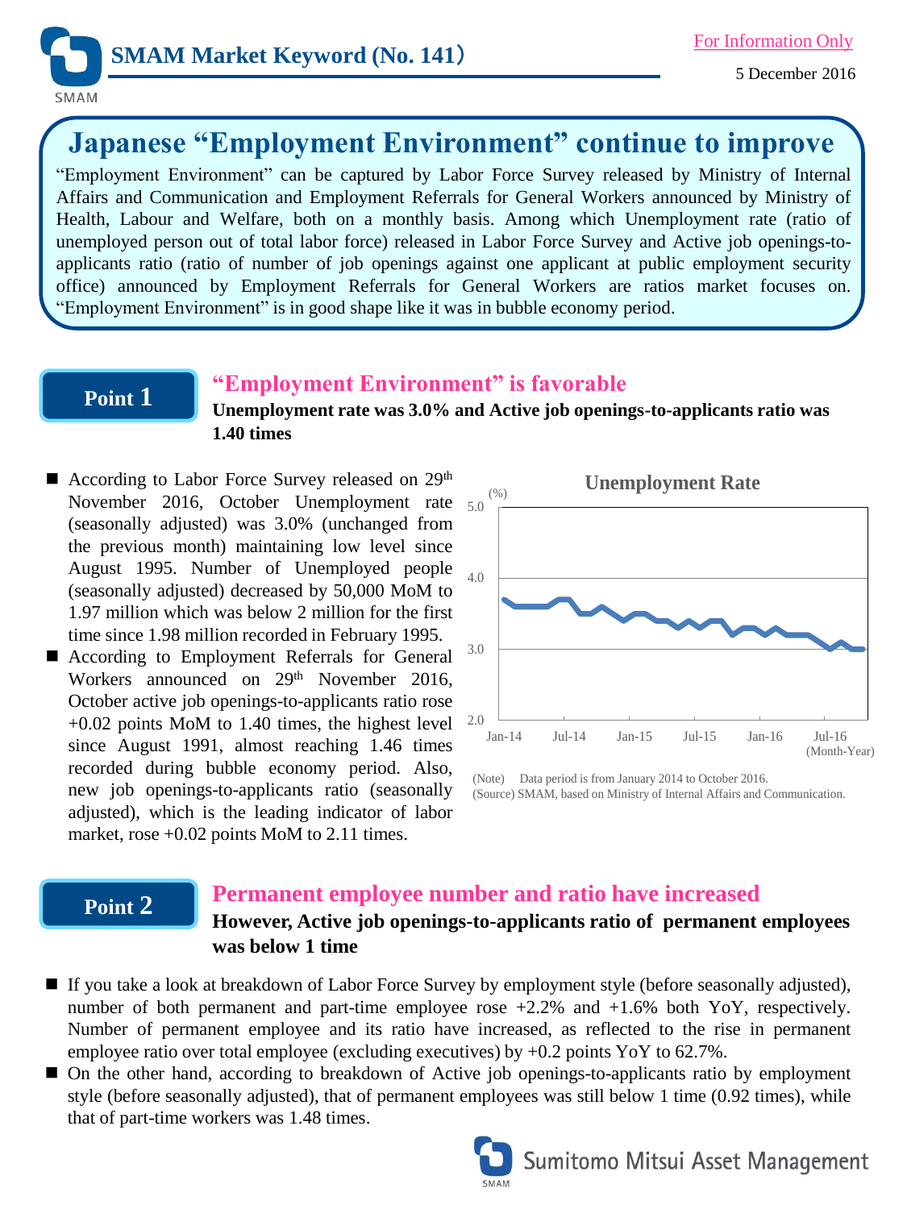SMAM Market Keyword (No. 141)

For Information Only

5 December 2016

# Japanese "Employment Environment" continue to improve

"Employment Environment" can be captured by Labor Force Survey released by Ministry of Internal Affairs and Communication and Employment Referrals for General Workers announced by Ministry of Health, Labour and Welfare, both on a monthly basis. Among which Unemployment rate (ratio of unemployed person out of total labor force) released in Labor Force Survey and Active job openings-to-applicants ratio (ratio of number of job openings against one applicant at public employment security office) announced by Employment Referrals for General Workers are ratios market focuses on. "Employment Environment" is in good shape like it was in bubble economy period.

## Point 1

### "Employment Environment" is favorable

**Unemployment rate was 3.0% and Active job openings-to-applicants ratio was 1.40 times**

- According to Labor Force Survey released on 29th November 2016, October Unemployment rate (seasonally adjusted) was 3.0% (unchanged from the previous month) maintaining low level since August 1995. Number of Unemployed people (seasonally adjusted) decreased by 50,000 MoM to 1.97 million which was below 2 million for the first time since 1.98 million recorded in February 1995.
- According to Employment Referrals for General Workers announced on 29th November 2016, October active job openings-to-applicants ratio rose +0.02 points MoM to 1.40 times, the highest level since August 1991, almost reaching 1.46 times recorded during bubble economy period. Also, new job openings-to-applicants ratio (seasonally adjusted), which is the leading indicator of labor market, rose +0.02 points MoM to 2.11 times.

**Unemployment Rate**

(Note) Data period is from January 2014 to October 2016.
(Source) SMAM, based on Ministry of Internal Affairs and Communication.

## Point 2

### Permanent employee number and ratio have increased

**However, Active job openings-to-applicants ratio of permanent employees was below 1 time**

- If you take a look at breakdown of Labor Force Survey by employment style (before seasonally adjusted), number of both permanent and part-time employee rose +2.2% and +1.6% both YoY, respectively. Number of permanent employee and its ratio have increased, as reflected to the rise in permanent employee ratio over total employee (excluding executives) by +0.2 points YoY to 62.7%.
- On the other hand, according to breakdown of Active job openings-to-applicants ratio by employment style (before seasonally adjusted), that of permanent employees was still below 1 time (0.92 times), while that of part-time workers was 1.48 times.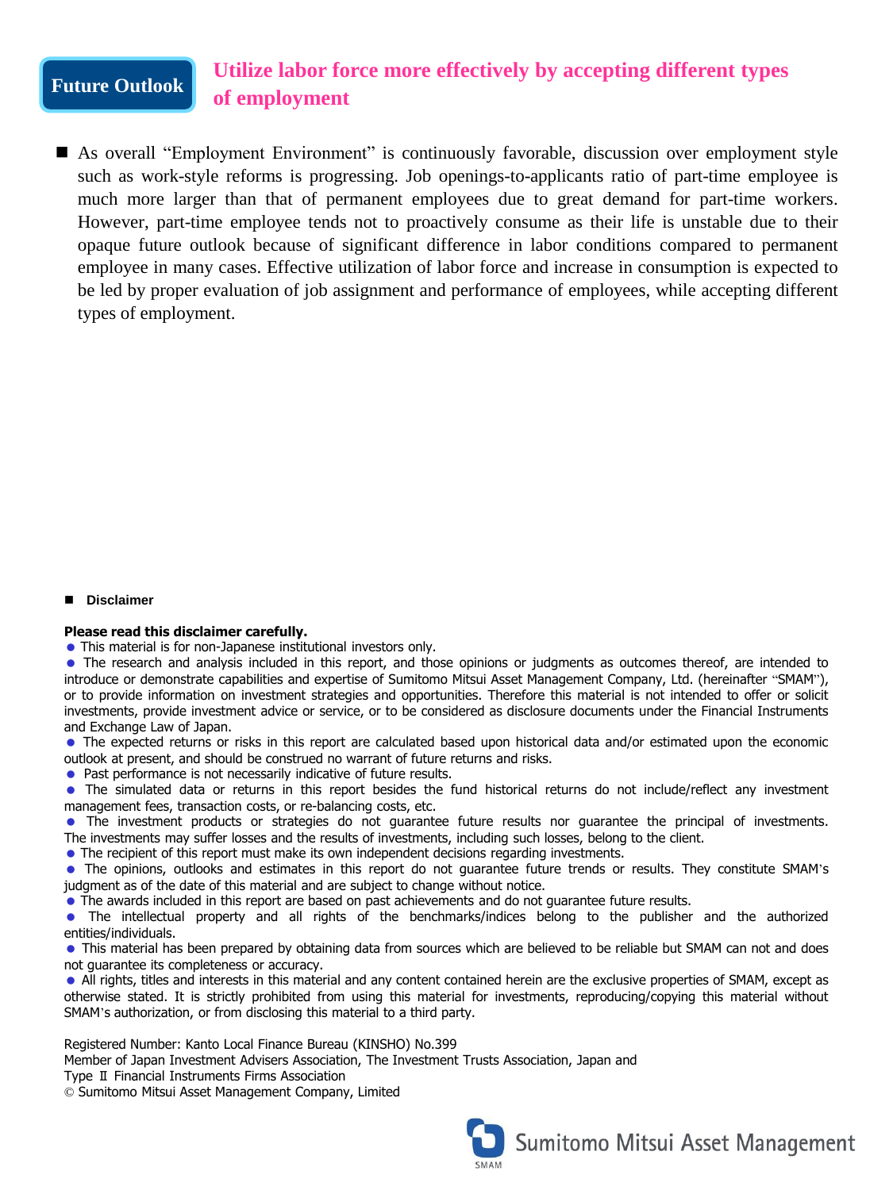**Future Outlook**

## Utilize labor force more effectively by accepting different types of employment

- As overall “Employment Environment” is continuously favorable, discussion over employment style such as work-style reforms is progressing. Job openings-to-applicants ratio of part-time employee is much more larger than that of permanent employees due to great demand for part-time workers. However, part-time employee tends not to proactively consume as their life is unstable due to their opaque future outlook because of significant difference in labor conditions compared to permanent employee in many cases. Effective utilization of labor force and increase in consumption is expected to be led by proper evaluation of job assignment and performance of employees, while accepting different types of employment.

### Disclaimer

**Please read this disclaimer carefully.**

- This material is for non-Japanese institutional investors only.
- The research and analysis included in this report, and those opinions or judgments as outcomes thereof, are intended to introduce or demonstrate capabilities and expertise of Sumitomo Mitsui Asset Management Company, Ltd. (hereinafter “SMAM”), or to provide information on investment strategies and opportunities. Therefore this material is not intended to offer or solicit investments, provide investment advice or service, or to be considered as disclosure documents under the Financial Instruments and Exchange Law of Japan.
- The expected returns or risks in this report are calculated based upon historical data and/or estimated upon the economic outlook at present, and should be construed no warrant of future returns and risks.
- Past performance is not necessarily indicative of future results.
- The simulated data or returns in this report besides the fund historical returns do not include/reflect any investment management fees, transaction costs, or re-balancing costs, etc.
- The investment products or strategies do not guarantee future results nor guarantee the principal of investments. The investments may suffer losses and the results of investments, including such losses, belong to the client.
- The recipient of this report must make its own independent decisions regarding investments.
- The opinions, outlooks and estimates in this report do not guarantee future trends or results. They constitute SMAM’s judgment as of the date of this material and are subject to change without notice.
- The awards included in this report are based on past achievements and do not guarantee future results.
- The intellectual property and all rights of the benchmarks/indices belong to the publisher and the authorized entities/individuals.
- This material has been prepared by obtaining data from sources which are believed to be reliable but SMAM can not and does not guarantee its completeness or accuracy.
- All rights, titles and interests in this material and any content contained herein are the exclusive properties of SMAM, except as otherwise stated. It is strictly prohibited from using this material for investments, reproducing/copying this material without SMAM’s authorization, or from disclosing this material to a third party.

Registered Number: Kanto Local Finance Bureau (KINSHO) No.399
Member of Japan Investment Advisers Association, The Investment Trusts Association, Japan and
Type Ⅱ Financial Instruments Firms Association
© Sumitomo Mitsui Asset Management Company, Limited

SMAM Sumitomo Mitsui Asset Management